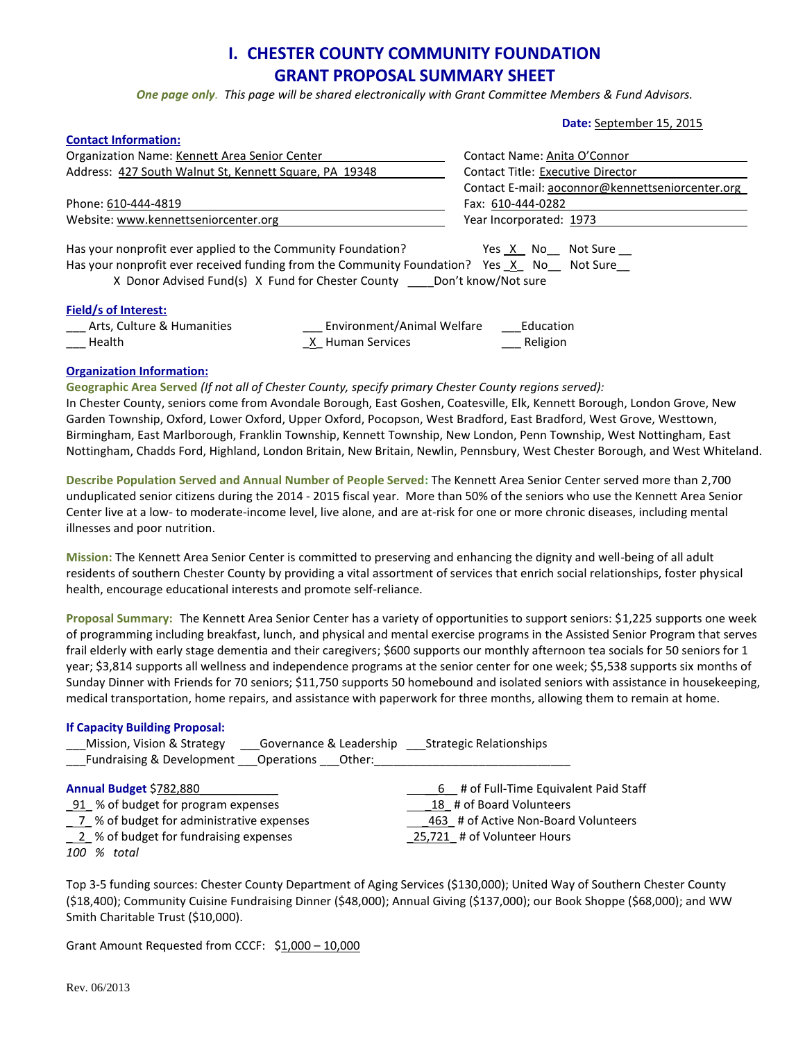# I. CHESTER COUNTY COMMUNITY FOUNDATION
# GRANT PROPOSAL SUMMARY SHEET

***One page only**. This page will be shared electronically with Grant Committee Members & Fund Advisors.*

**Date:** September 15, 2015

### Contact Information:

Organization Name: Kennett Area Senior Center
Address: 427 South Walnut St, Kennett Square, PA 19348
Phone: 610-444-4819
Website: www.kennettseniorcenter.org

Contact Name: Anita O'Connor
Contact Title: Executive Director
Contact E-mail: aoconnor@kennettseniorcenter.org
Fax: 610-444-0282
Year Incorporated: 1973

Has your nonprofit ever applied to the Community Foundation? Yes _X_ No__ Not Sure __
Has your nonprofit ever received funding from the Community Foundation? Yes _X_ No__ Not Sure__
X Donor Advised Fund(s) X Fund for Chester County ____Don't know/Not sure

### Field/s of Interest:

___ Arts, Culture & Humanities ___ Environment/Animal Welfare ___Education
___ Health _X_ Human Services ___ Religion

### Organization Information:

**Geographic Area Served** *(If not all of Chester County, specify primary Chester County regions served):*
In Chester County, seniors come from Avondale Borough, East Goshen, Coatesville, Elk, Kennett Borough, London Grove, New Garden Township, Oxford, Lower Oxford, Upper Oxford, Pocopson, West Bradford, East Bradford, West Grove, Westtown, Birmingham, East Marlborough, Franklin Township, Kennett Township, New London, Penn Township, West Nottingham, East Nottingham, Chadds Ford, Highland, London Britain, New Britain, Newlin, Pennsbury, West Chester Borough, and West Whiteland.

**Describe Population Served and Annual Number of People Served:** The Kennett Area Senior Center served more than 2,700 unduplicated senior citizens during the 2014 - 2015 fiscal year. More than 50% of the seniors who use the Kennett Area Senior Center live at a low- to moderate-income level, live alone, and are at-risk for one or more chronic diseases, including mental illnesses and poor nutrition.

**Mission:** The Kennett Area Senior Center is committed to preserving and enhancing the dignity and well-being of all adult residents of southern Chester County by providing a vital assortment of services that enrich social relationships, foster physical health, encourage educational interests and promote self-reliance.

**Proposal Summary:** The Kennett Area Senior Center has a variety of opportunities to support seniors: $1,225 supports one week of programming including breakfast, lunch, and physical and mental exercise programs in the Assisted Senior Program that serves frail elderly with early stage dementia and their caregivers; $600 supports our monthly afternoon tea socials for 50 seniors for 1 year; $3,814 supports all wellness and independence programs at the senior center for one week; $5,538 supports six months of Sunday Dinner with Friends for 70 seniors; $11,750 supports 50 homebound and isolated seniors with assistance in housekeeping, medical transportation, home repairs, and assistance with paperwork for three months, allowing them to remain at home.

**If Capacity Building Proposal:**
___Mission, Vision & Strategy ___Governance & Leadership ___Strategic Relationships
___Fundraising & Development ___Operations ___Other:______________________________

**Annual Budget** $782,880
_91_ % of budget for program expenses
_7_ % of budget for administrative expenses
_2_ % of budget for fundraising expenses
*100 % total*

_6_ # of Full-Time Equivalent Paid Staff
_18_ # of Board Volunteers
_463_ # of Active Non-Board Volunteers
_25,721_ # of Volunteer Hours

Top 3-5 funding sources: Chester County Department of Aging Services ($130,000); United Way of Southern Chester County ($18,400); Community Cuisine Fundraising Dinner ($48,000); Annual Giving ($137,000); our Book Shoppe ($68,000); and WW Smith Charitable Trust ($10,000).

Grant Amount Requested from CCCF: $1,000 – 10,000

Rev. 06/2013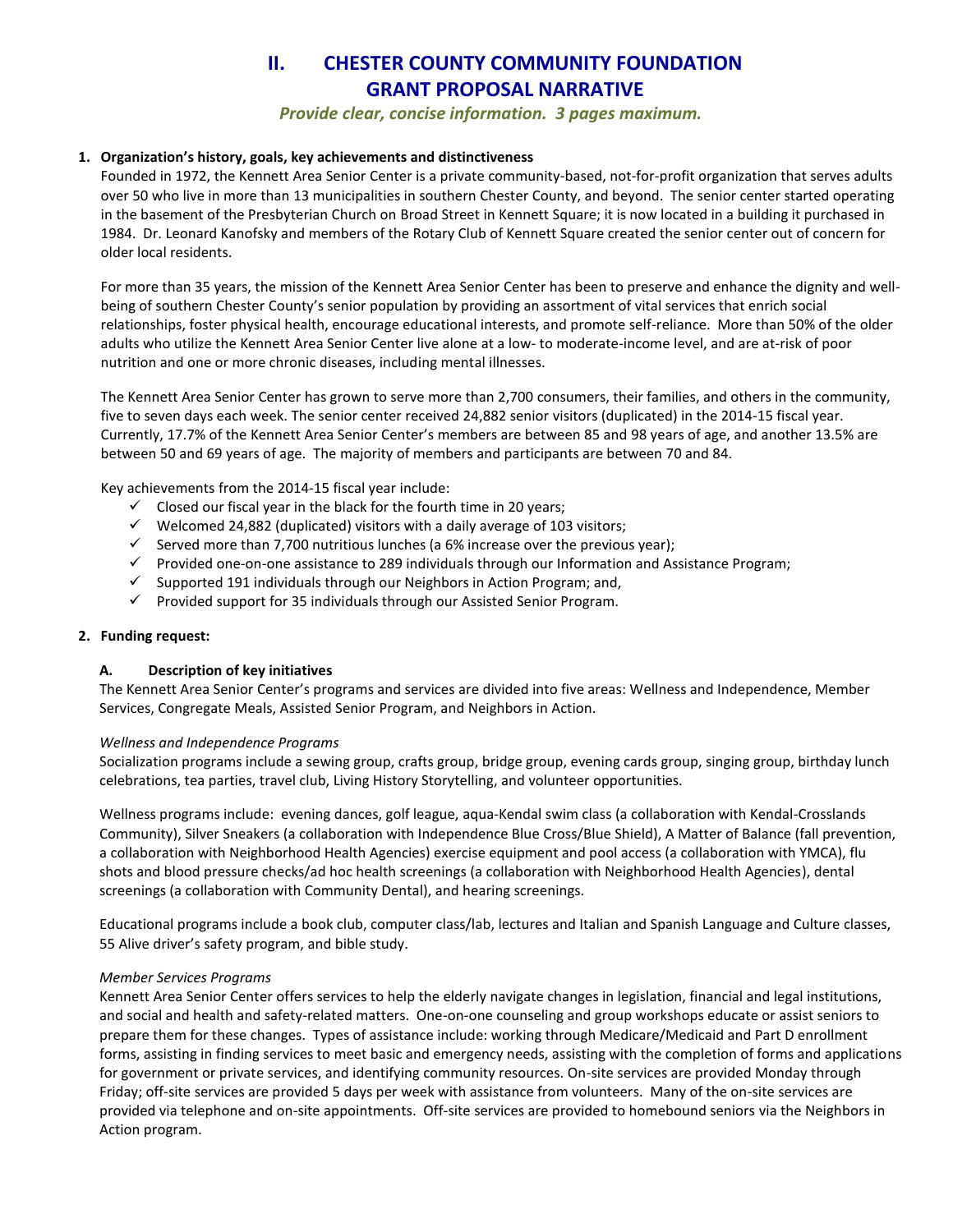# II. CHESTER COUNTY COMMUNITY FOUNDATION GRANT PROPOSAL NARRATIVE

*Provide clear, concise information. 3 pages maximum.*

**1. Organization's history, goals, key achievements and distinctiveness**

Founded in 1972, the Kennett Area Senior Center is a private community-based, not-for-profit organization that serves adults over 50 who live in more than 13 municipalities in southern Chester County, and beyond. The senior center started operating in the basement of the Presbyterian Church on Broad Street in Kennett Square; it is now located in a building it purchased in 1984. Dr. Leonard Kanofsky and members of the Rotary Club of Kennett Square created the senior center out of concern for older local residents.

For more than 35 years, the mission of the Kennett Area Senior Center has been to preserve and enhance the dignity and well-being of southern Chester County's senior population by providing an assortment of vital services that enrich social relationships, foster physical health, encourage educational interests, and promote self-reliance. More than 50% of the older adults who utilize the Kennett Area Senior Center live alone at a low- to moderate-income level, and are at-risk of poor nutrition and one or more chronic diseases, including mental illnesses.

The Kennett Area Senior Center has grown to serve more than 2,700 consumers, their families, and others in the community, five to seven days each week. The senior center received 24,882 senior visitors (duplicated) in the 2014-15 fiscal year. Currently, 17.7% of the Kennett Area Senior Center's members are between 85 and 98 years of age, and another 13.5% are between 50 and 69 years of age. The majority of members and participants are between 70 and 84.

Key achievements from the 2014-15 fiscal year include:

- ✓ Closed our fiscal year in the black for the fourth time in 20 years;
- ✓ Welcomed 24,882 (duplicated) visitors with a daily average of 103 visitors;
- ✓ Served more than 7,700 nutritious lunches (a 6% increase over the previous year);
- ✓ Provided one-on-one assistance to 289 individuals through our Information and Assistance Program;
- ✓ Supported 191 individuals through our Neighbors in Action Program; and,
- ✓ Provided support for 35 individuals through our Assisted Senior Program.

**2. Funding request:**

**A. Description of key initiatives**

The Kennett Area Senior Center's programs and services are divided into five areas: Wellness and Independence, Member Services, Congregate Meals, Assisted Senior Program, and Neighbors in Action.

*Wellness and Independence Programs*

Socialization programs include a sewing group, crafts group, bridge group, evening cards group, singing group, birthday lunch celebrations, tea parties, travel club, Living History Storytelling, and volunteer opportunities.

Wellness programs include: evening dances, golf league, aqua-Kendal swim class (a collaboration with Kendal-Crosslands Community), Silver Sneakers (a collaboration with Independence Blue Cross/Blue Shield), A Matter of Balance (fall prevention, a collaboration with Neighborhood Health Agencies) exercise equipment and pool access (a collaboration with YMCA), flu shots and blood pressure checks/ad hoc health screenings (a collaboration with Neighborhood Health Agencies), dental screenings (a collaboration with Community Dental), and hearing screenings.

Educational programs include a book club, computer class/lab, lectures and Italian and Spanish Language and Culture classes, 55 Alive driver's safety program, and bible study.

*Member Services Programs*

Kennett Area Senior Center offers services to help the elderly navigate changes in legislation, financial and legal institutions, and social and health and safety-related matters. One-on-one counseling and group workshops educate or assist seniors to prepare them for these changes. Types of assistance include: working through Medicare/Medicaid and Part D enrollment forms, assisting in finding services to meet basic and emergency needs, assisting with the completion of forms and applications for government or private services, and identifying community resources. On-site services are provided Monday through Friday; off-site services are provided 5 days per week with assistance from volunteers. Many of the on-site services are provided via telephone and on-site appointments. Off-site services are provided to homebound seniors via the Neighbors in Action program.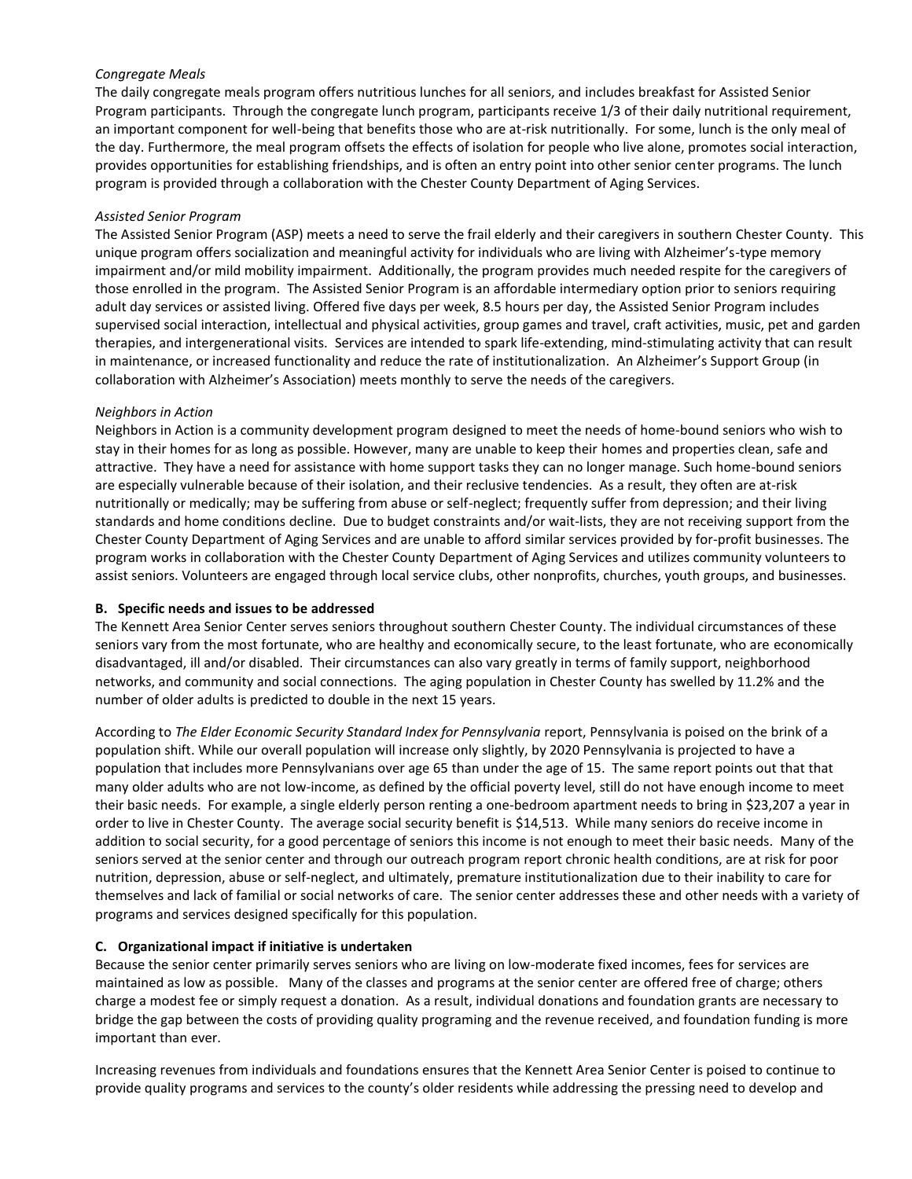*Congregate Meals*

The daily congregate meals program offers nutritious lunches for all seniors, and includes breakfast for Assisted Senior Program participants. Through the congregate lunch program, participants receive 1/3 of their daily nutritional requirement, an important component for well-being that benefits those who are at-risk nutritionally. For some, lunch is the only meal of the day. Furthermore, the meal program offsets the effects of isolation for people who live alone, promotes social interaction, provides opportunities for establishing friendships, and is often an entry point into other senior center programs. The lunch program is provided through a collaboration with the Chester County Department of Aging Services.

*Assisted Senior Program*

The Assisted Senior Program (ASP) meets a need to serve the frail elderly and their caregivers in southern Chester County. This unique program offers socialization and meaningful activity for individuals who are living with Alzheimer's-type memory impairment and/or mild mobility impairment. Additionally, the program provides much needed respite for the caregivers of those enrolled in the program. The Assisted Senior Program is an affordable intermediary option prior to seniors requiring adult day services or assisted living. Offered five days per week, 8.5 hours per day, the Assisted Senior Program includes supervised social interaction, intellectual and physical activities, group games and travel, craft activities, music, pet and garden therapies, and intergenerational visits. Services are intended to spark life-extending, mind-stimulating activity that can result in maintenance, or increased functionality and reduce the rate of institutionalization. An Alzheimer's Support Group (in collaboration with Alzheimer's Association) meets monthly to serve the needs of the caregivers.

*Neighbors in Action*

Neighbors in Action is a community development program designed to meet the needs of home-bound seniors who wish to stay in their homes for as long as possible. However, many are unable to keep their homes and properties clean, safe and attractive. They have a need for assistance with home support tasks they can no longer manage. Such home-bound seniors are especially vulnerable because of their isolation, and their reclusive tendencies. As a result, they often are at-risk nutritionally or medically; may be suffering from abuse or self-neglect; frequently suffer from depression; and their living standards and home conditions decline. Due to budget constraints and/or wait-lists, they are not receiving support from the Chester County Department of Aging Services and are unable to afford similar services provided by for-profit businesses. The program works in collaboration with the Chester County Department of Aging Services and utilizes community volunteers to assist seniors. Volunteers are engaged through local service clubs, other nonprofits, churches, youth groups, and businesses.

**B. Specific needs and issues to be addressed**

The Kennett Area Senior Center serves seniors throughout southern Chester County. The individual circumstances of these seniors vary from the most fortunate, who are healthy and economically secure, to the least fortunate, who are economically disadvantaged, ill and/or disabled. Their circumstances can also vary greatly in terms of family support, neighborhood networks, and community and social connections. The aging population in Chester County has swelled by 11.2% and the number of older adults is predicted to double in the next 15 years.

According to *The Elder Economic Security Standard Index for Pennsylvania* report, Pennsylvania is poised on the brink of a population shift. While our overall population will increase only slightly, by 2020 Pennsylvania is projected to have a population that includes more Pennsylvanians over age 65 than under the age of 15. The same report points out that that many older adults who are not low-income, as defined by the official poverty level, still do not have enough income to meet their basic needs. For example, a single elderly person renting a one-bedroom apartment needs to bring in $23,207 a year in order to live in Chester County. The average social security benefit is $14,513. While many seniors do receive income in addition to social security, for a good percentage of seniors this income is not enough to meet their basic needs. Many of the seniors served at the senior center and through our outreach program report chronic health conditions, are at risk for poor nutrition, depression, abuse or self-neglect, and ultimately, premature institutionalization due to their inability to care for themselves and lack of familial or social networks of care. The senior center addresses these and other needs with a variety of programs and services designed specifically for this population.

**C. Organizational impact if initiative is undertaken**

Because the senior center primarily serves seniors who are living on low-moderate fixed incomes, fees for services are maintained as low as possible. Many of the classes and programs at the senior center are offered free of charge; others charge a modest fee or simply request a donation. As a result, individual donations and foundation grants are necessary to bridge the gap between the costs of providing quality programing and the revenue received, and foundation funding is more important than ever.

Increasing revenues from individuals and foundations ensures that the Kennett Area Senior Center is poised to continue to provide quality programs and services to the county's older residents while addressing the pressing need to develop and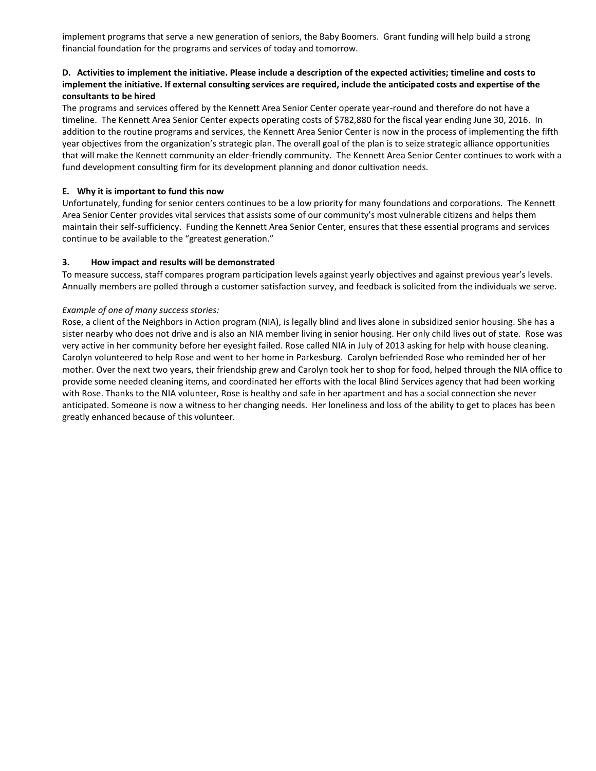implement programs that serve a new generation of seniors, the Baby Boomers. Grant funding will help build a strong financial foundation for the programs and services of today and tomorrow.

**D. Activities to implement the initiative. Please include a description of the expected activities; timeline and costs to implement the initiative. If external consulting services are required, include the anticipated costs and expertise of the consultants to be hired**

The programs and services offered by the Kennett Area Senior Center operate year-round and therefore do not have a timeline. The Kennett Area Senior Center expects operating costs of $782,880 for the fiscal year ending June 30, 2016. In addition to the routine programs and services, the Kennett Area Senior Center is now in the process of implementing the fifth year objectives from the organization's strategic plan. The overall goal of the plan is to seize strategic alliance opportunities that will make the Kennett community an elder-friendly community. The Kennett Area Senior Center continues to work with a fund development consulting firm for its development planning and donor cultivation needs.

**E. Why it is important to fund this now**

Unfortunately, funding for senior centers continues to be a low priority for many foundations and corporations. The Kennett Area Senior Center provides vital services that assists some of our community's most vulnerable citizens and helps them maintain their self-sufficiency. Funding the Kennett Area Senior Center, ensures that these essential programs and services continue to be available to the "greatest generation."

**3. How impact and results will be demonstrated**

To measure success, staff compares program participation levels against yearly objectives and against previous year's levels. Annually members are polled through a customer satisfaction survey, and feedback is solicited from the individuals we serve.

*Example of one of many success stories:*

Rose, a client of the Neighbors in Action program (NIA), is legally blind and lives alone in subsidized senior housing. She has a sister nearby who does not drive and is also an NIA member living in senior housing. Her only child lives out of state. Rose was very active in her community before her eyesight failed. Rose called NIA in July of 2013 asking for help with house cleaning. Carolyn volunteered to help Rose and went to her home in Parkesburg. Carolyn befriended Rose who reminded her of her mother. Over the next two years, their friendship grew and Carolyn took her to shop for food, helped through the NIA office to provide some needed cleaning items, and coordinated her efforts with the local Blind Services agency that had been working with Rose. Thanks to the NIA volunteer, Rose is healthy and safe in her apartment and has a social connection she never anticipated. Someone is now a witness to her changing needs. Her loneliness and loss of the ability to get to places has been greatly enhanced because of this volunteer.